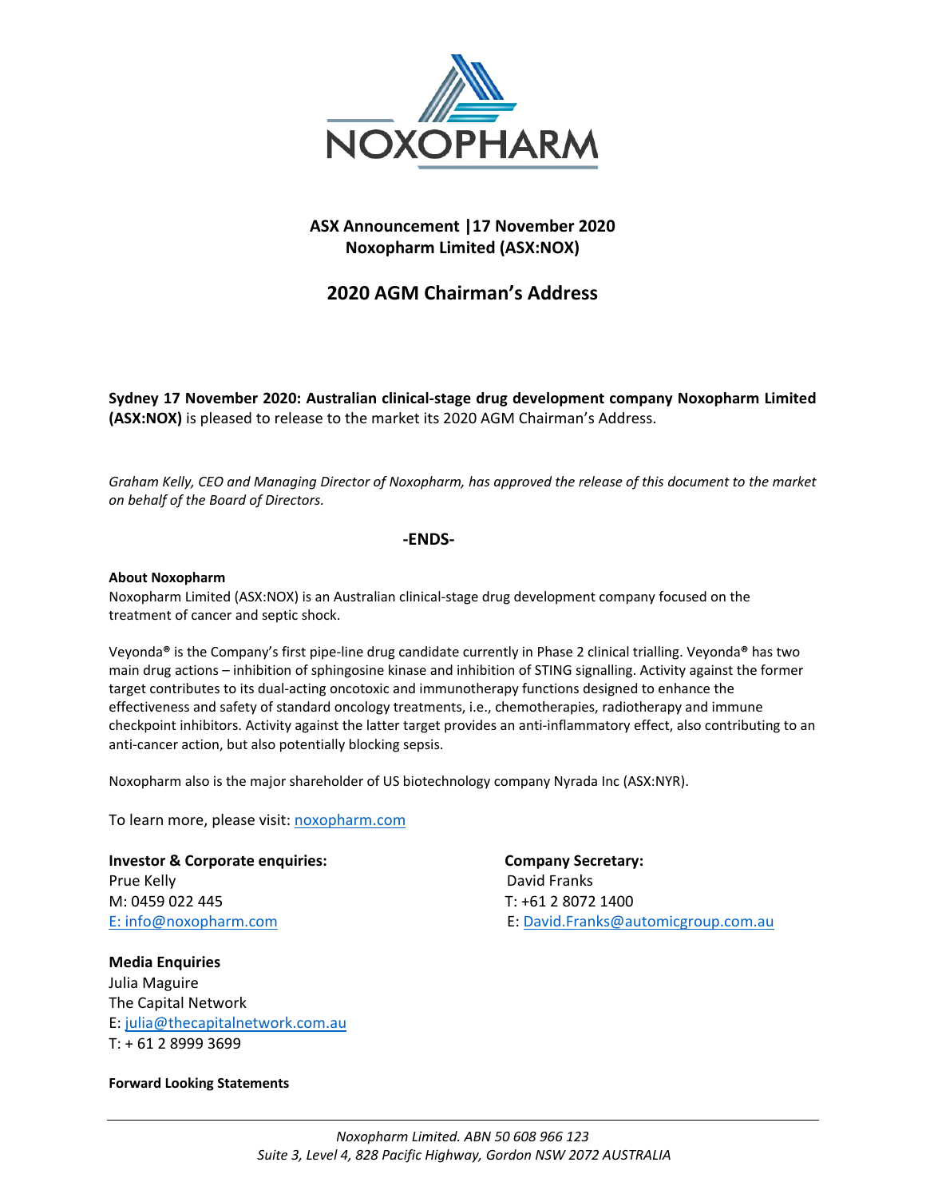**ASX Announcement |17 November 2020**
**Noxopharm Limited (ASX:NOX)**

# 2020 AGM Chairman's Address

**Sydney 17 November 2020: Australian clinical-stage drug development company Noxopharm Limited (ASX:NOX)** is pleased to release to the market its 2020 AGM Chairman's Address.

*Graham Kelly, CEO and Managing Director of Noxopharm, has approved the release of this document to the market on behalf of the Board of Directors.*

**-ENDS-**

**About Noxopharm**

Noxopharm Limited (ASX:NOX) is an Australian clinical-stage drug development company focused on the treatment of cancer and septic shock.

Veyonda® is the Company's first pipe-line drug candidate currently in Phase 2 clinical trialling. Veyonda® has two main drug actions – inhibition of sphingosine kinase and inhibition of STING signalling. Activity against the former target contributes to its dual-acting oncotoxic and immunotherapy functions designed to enhance the effectiveness and safety of standard oncology treatments, i.e., chemotherapies, radiotherapy and immune checkpoint inhibitors. Activity against the latter target provides an anti-inflammatory effect, also contributing to an anti-cancer action, but also potentially blocking sepsis.

Noxopharm also is the major shareholder of US biotechnology company Nyrada Inc (ASX:NYR).

To learn more, please visit: noxopharm.com

**Investor & Corporate enquiries:**
Prue Kelly
M: 0459 022 445
E: info@noxopharm.com

**Company Secretary:**
David Franks
T: +61 2 8072 1400
E: David.Franks@automicgroup.com.au

**Media Enquiries**
Julia Maguire
The Capital Network
E: julia@thecapitalnetwork.com.au
T: + 61 2 8999 3699

**Forward Looking Statements**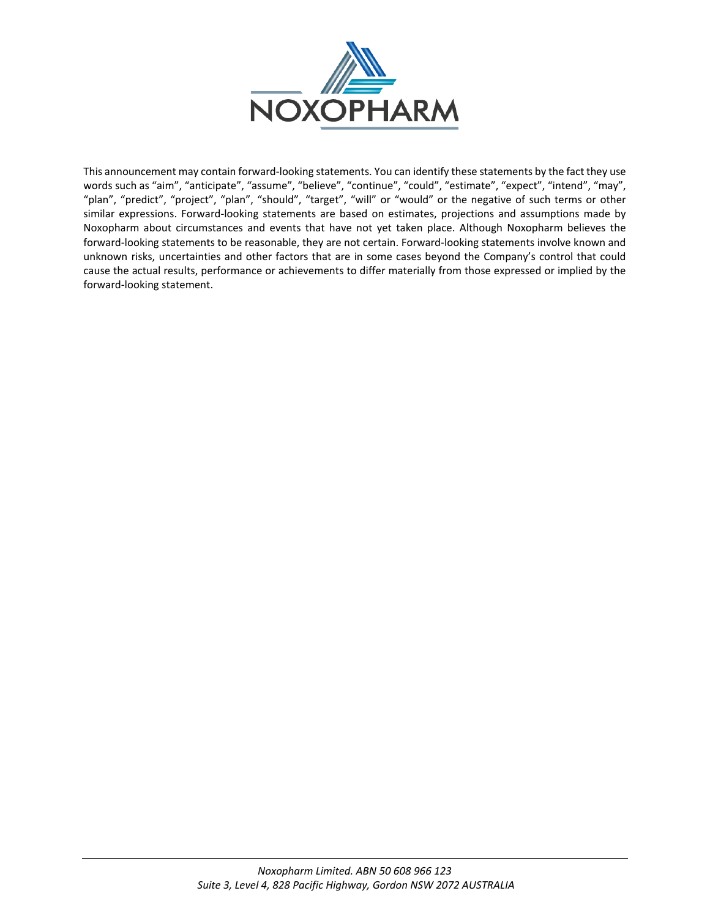This announcement may contain forward-looking statements. You can identify these statements by the fact they use words such as "aim", "anticipate", "assume", "believe", "continue", "could", "estimate", "expect", "intend", "may", "plan", "predict", "project", "plan", "should", "target", "will" or "would" or the negative of such terms or other similar expressions. Forward-looking statements are based on estimates, projections and assumptions made by Noxopharm about circumstances and events that have not yet taken place. Although Noxopharm believes the forward-looking statements to be reasonable, they are not certain. Forward-looking statements involve known and unknown risks, uncertainties and other factors that are in some cases beyond the Company's control that could cause the actual results, performance or achievements to differ materially from those expressed or implied by the forward-looking statement.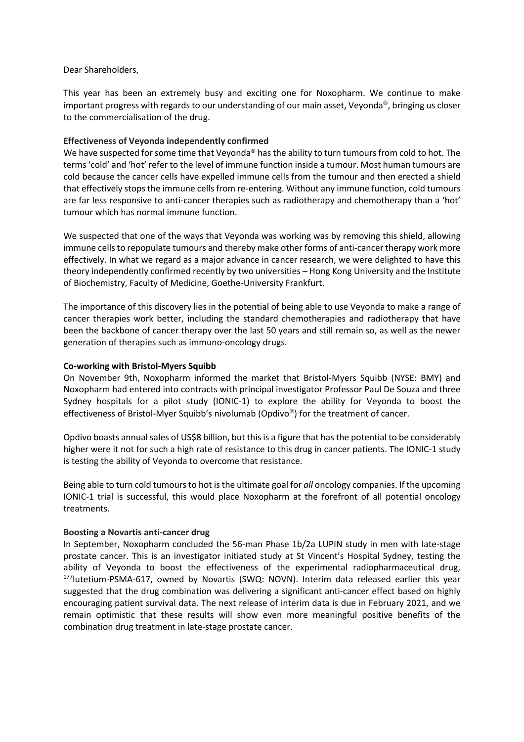Dear Shareholders,

This year has been an extremely busy and exciting one for Noxopharm. We continue to make important progress with regards to our understanding of our main asset, Veyonda®, bringing us closer to the commercialisation of the drug.

**Effectiveness of Veyonda independently confirmed**

We have suspected for some time that Veyonda® has the ability to turn tumours from cold to hot. The terms 'cold' and 'hot' refer to the level of immune function inside a tumour. Most human tumours are cold because the cancer cells have expelled immune cells from the tumour and then erected a shield that effectively stops the immune cells from re-entering. Without any immune function, cold tumours are far less responsive to anti-cancer therapies such as radiotherapy and chemotherapy than a 'hot' tumour which has normal immune function.

We suspected that one of the ways that Veyonda was working was by removing this shield, allowing immune cells to repopulate tumours and thereby make other forms of anti-cancer therapy work more effectively. In what we regard as a major advance in cancer research, we were delighted to have this theory independently confirmed recently by two universities – Hong Kong University and the Institute of Biochemistry, Faculty of Medicine, Goethe-University Frankfurt.

The importance of this discovery lies in the potential of being able to use Veyonda to make a range of cancer therapies work better, including the standard chemotherapies and radiotherapy that have been the backbone of cancer therapy over the last 50 years and still remain so, as well as the newer generation of therapies such as immuno-oncology drugs.

**Co-working with Bristol-Myers Squibb**

On November 9th, Noxopharm informed the market that Bristol-Myers Squibb (NYSE: BMY) and Noxopharm had entered into contracts with principal investigator Professor Paul De Souza and three Sydney hospitals for a pilot study (IONIC-1) to explore the ability for Veyonda to boost the effectiveness of Bristol-Myer Squibb's nivolumab (Opdivo®) for the treatment of cancer.

Opdivo boasts annual sales of US$8 billion, but this is a figure that has the potential to be considerably higher were it not for such a high rate of resistance to this drug in cancer patients. The IONIC-1 study is testing the ability of Veyonda to overcome that resistance.

Being able to turn cold tumours to hot is the ultimate goal for *all* oncology companies. If the upcoming IONIC-1 trial is successful, this would place Noxopharm at the forefront of all potential oncology treatments.

**Boosting a Novartis anti-cancer drug**

In September, Noxopharm concluded the 56-man Phase 1b/2a LUPIN study in men with late-stage prostate cancer. This is an investigator initiated study at St Vincent's Hospital Sydney, testing the ability of Veyonda to boost the effectiveness of the experimental radiopharmaceutical drug, $^{177}$lutetium-PSMA-617, owned by Novartis (SWQ: NOVN). Interim data released earlier this year suggested that the drug combination was delivering a significant anti-cancer effect based on highly encouraging patient survival data. The next release of interim data is due in February 2021, and we remain optimistic that these results will show even more meaningful positive benefits of the combination drug treatment in late-stage prostate cancer.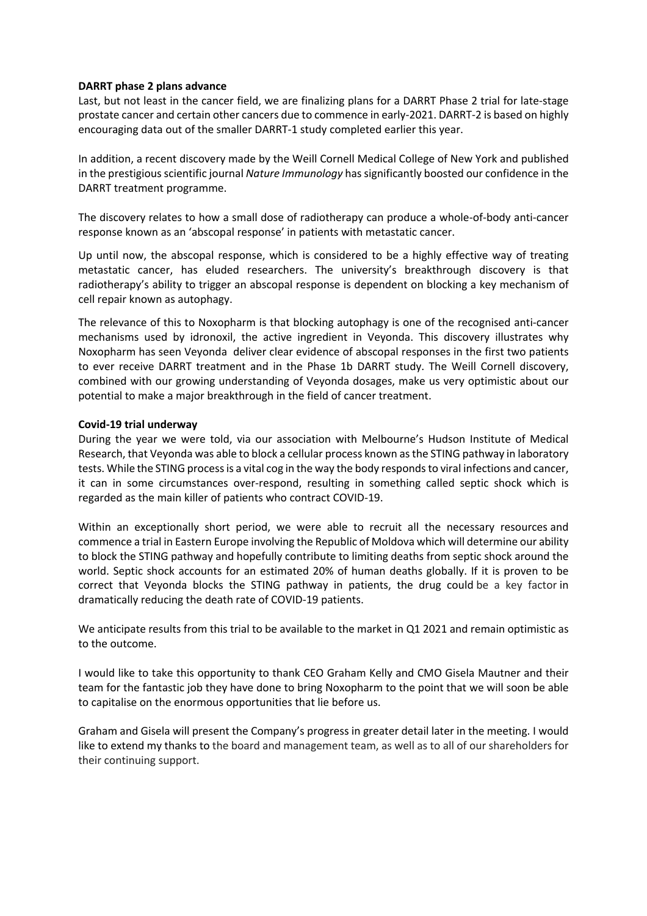**DARRT phase 2 plans advance**

Last, but not least in the cancer field, we are finalizing plans for a DARRT Phase 2 trial for late-stage prostate cancer and certain other cancers due to commence in early-2021. DARRT-2 is based on highly encouraging data out of the smaller DARRT-1 study completed earlier this year.

In addition, a recent discovery made by the Weill Cornell Medical College of New York and published in the prestigious scientific journal *Nature Immunology* has significantly boosted our confidence in the DARRT treatment programme.

The discovery relates to how a small dose of radiotherapy can produce a whole-of-body anti-cancer response known as an 'abscopal response' in patients with metastatic cancer.

Up until now, the abscopal response, which is considered to be a highly effective way of treating metastatic cancer, has eluded researchers. The university's breakthrough discovery is that radiotherapy's ability to trigger an abscopal response is dependent on blocking a key mechanism of cell repair known as autophagy.

The relevance of this to Noxopharm is that blocking autophagy is one of the recognised anti-cancer mechanisms used by idronoxil, the active ingredient in Veyonda. This discovery illustrates why Noxopharm has seen Veyonda deliver clear evidence of abscopal responses in the first two patients to ever receive DARRT treatment and in the Phase 1b DARRT study. The Weill Cornell discovery, combined with our growing understanding of Veyonda dosages, make us very optimistic about our potential to make a major breakthrough in the field of cancer treatment.

**Covid-19 trial underway**

During the year we were told, via our association with Melbourne's Hudson Institute of Medical Research, that Veyonda was able to block a cellular process known as the STING pathway in laboratory tests. While the STING process is a vital cog in the way the body responds to viral infections and cancer, it can in some circumstances over-respond, resulting in something called septic shock which is regarded as the main killer of patients who contract COVID-19.

Within an exceptionally short period, we were able to recruit all the necessary resources and commence a trial in Eastern Europe involving the Republic of Moldova which will determine our ability to block the STING pathway and hopefully contribute to limiting deaths from septic shock around the world. Septic shock accounts for an estimated 20% of human deaths globally. If it is proven to be correct that Veyonda blocks the STING pathway in patients, the drug could be a key factor in dramatically reducing the death rate of COVID-19 patients.

We anticipate results from this trial to be available to the market in Q1 2021 and remain optimistic as to the outcome.

I would like to take this opportunity to thank CEO Graham Kelly and CMO Gisela Mautner and their team for the fantastic job they have done to bring Noxopharm to the point that we will soon be able to capitalise on the enormous opportunities that lie before us.

Graham and Gisela will present the Company's progress in greater detail later in the meeting. I would like to extend my thanks to the board and management team, as well as to all of our shareholders for their continuing support.